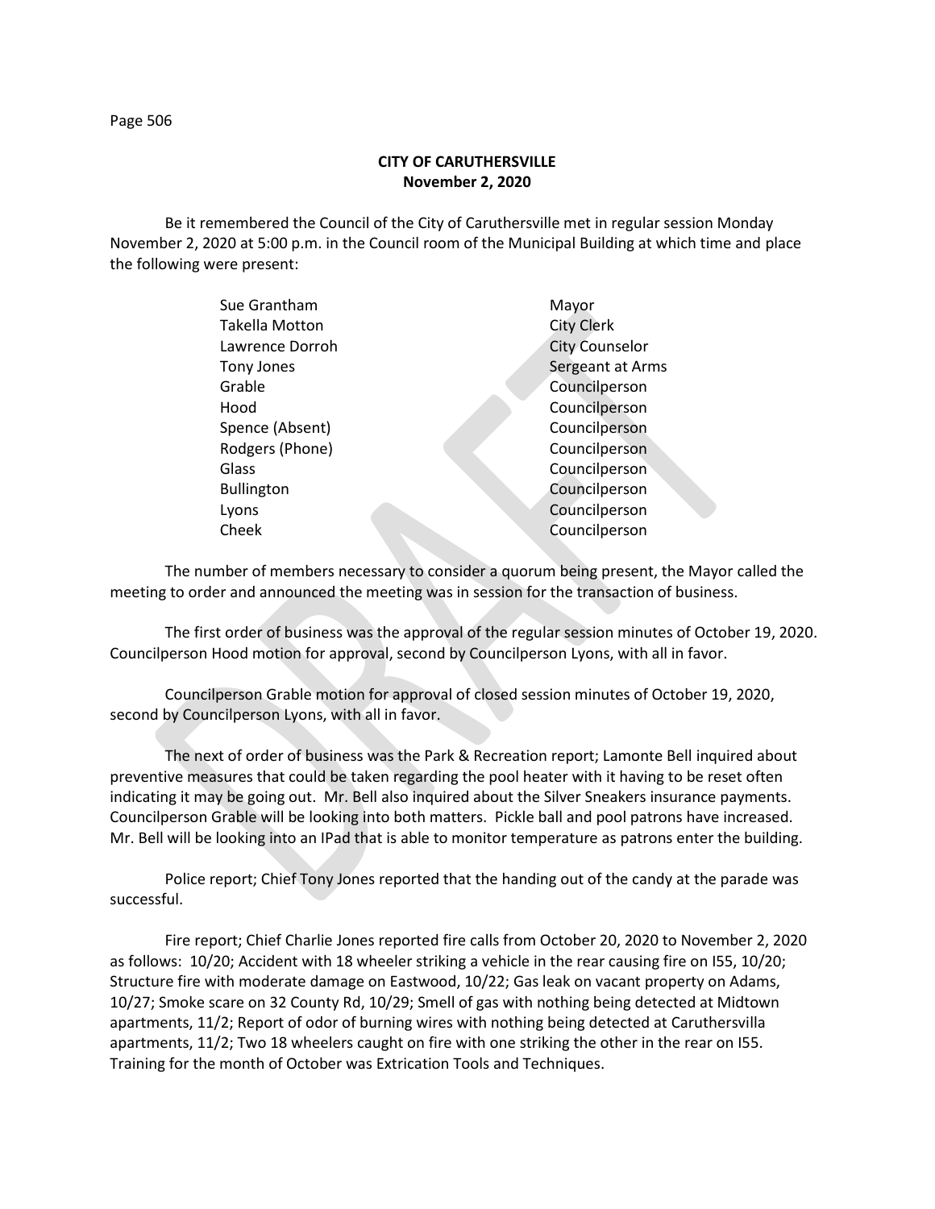## CITY OF CARUTHERSVILLE
## November 2, 2020

Be it remembered the Council of the City of Caruthersville met in regular session Monday November 2, 2020 at 5:00 p.m. in the Council room of the Municipal Building at which time and place the following were present:

| | |
|---|---|
| Sue Grantham | Mayor |
| Takella Motton | City Clerk |
| Lawrence Dorroh | City Counselor |
| Tony Jones | Sergeant at Arms |
| Grable | Councilperson |
| Hood | Councilperson |
| Spence (Absent) | Councilperson |
| Rodgers (Phone) | Councilperson |
| Glass | Councilperson |
| Bullington | Councilperson |
| Lyons | Councilperson |
| Cheek | Councilperson |

The number of members necessary to consider a quorum being present, the Mayor called the meeting to order and announced the meeting was in session for the transaction of business.

The first order of business was the approval of the regular session minutes of October 19, 2020. Councilperson Hood motion for approval, second by Councilperson Lyons, with all in favor.

Councilperson Grable motion for approval of closed session minutes of October 19, 2020, second by Councilperson Lyons, with all in favor.

The next of order of business was the Park & Recreation report; Lamonte Bell inquired about preventive measures that could be taken regarding the pool heater with it having to be reset often indicating it may be going out. Mr. Bell also inquired about the Silver Sneakers insurance payments. Councilperson Grable will be looking into both matters. Pickle ball and pool patrons have increased. Mr. Bell will be looking into an IPad that is able to monitor temperature as patrons enter the building.

Police report; Chief Tony Jones reported that the handing out of the candy at the parade was successful.

Fire report; Chief Charlie Jones reported fire calls from October 20, 2020 to November 2, 2020 as follows: 10/20; Accident with 18 wheeler striking a vehicle in the rear causing fire on I55, 10/20; Structure fire with moderate damage on Eastwood, 10/22; Gas leak on vacant property on Adams, 10/27; Smoke scare on 32 County Rd, 10/29; Smell of gas with nothing being detected at Midtown apartments, 11/2; Report of odor of burning wires with nothing being detected at Caruthersvilla apartments, 11/2; Two 18 wheelers caught on fire with one striking the other in the rear on I55. Training for the month of October was Extrication Tools and Techniques.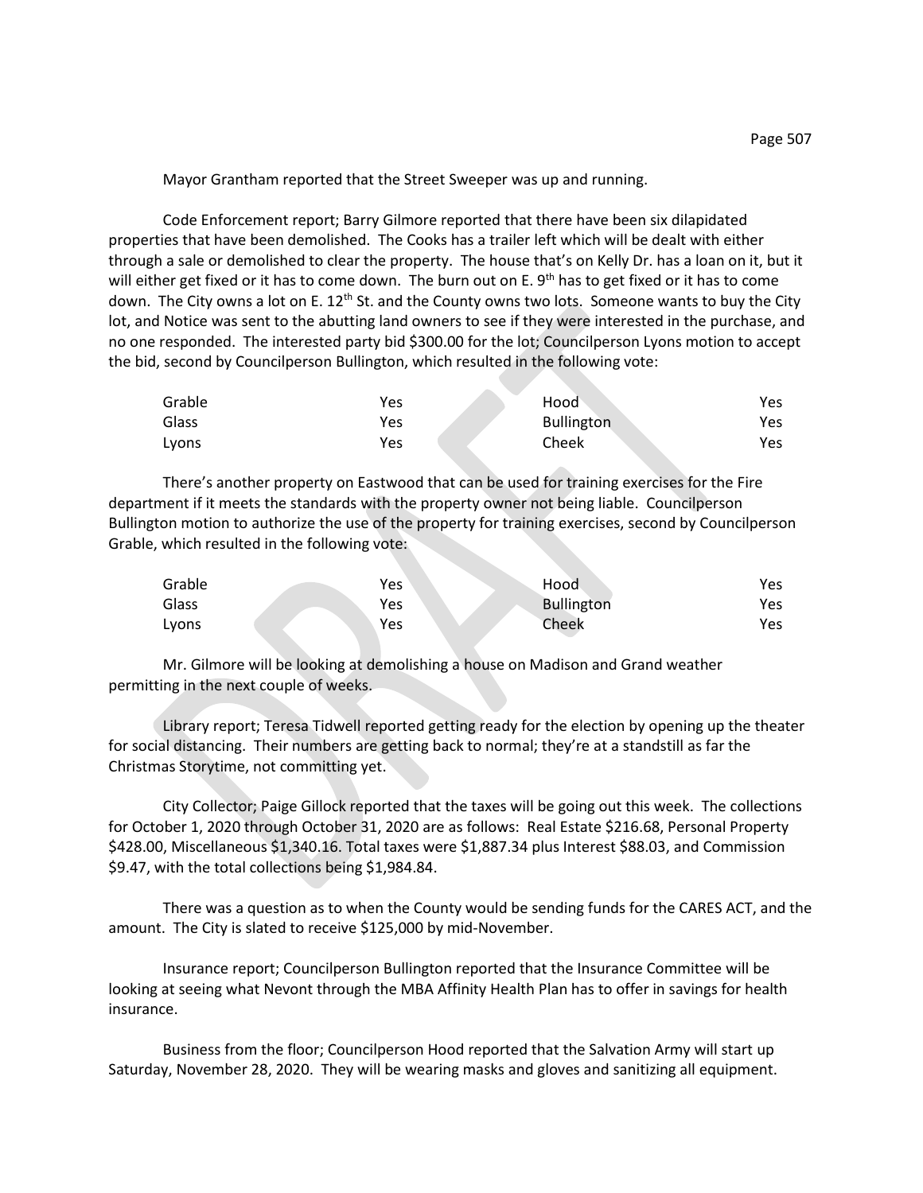Mayor Grantham reported that the Street Sweeper was up and running.

Code Enforcement report; Barry Gilmore reported that there have been six dilapidated properties that have been demolished. The Cooks has a trailer left which will be dealt with either through a sale or demolished to clear the property. The house that's on Kelly Dr. has a loan on it, but it will either get fixed or it has to come down. The burn out on E. 9th has to get fixed or it has to come down. The City owns a lot on E. 12th St. and the County owns two lots. Someone wants to buy the City lot, and Notice was sent to the abutting land owners to see if they were interested in the purchase, and no one responded. The interested party bid $300.00 for the lot; Councilperson Lyons motion to accept the bid, second by Councilperson Bullington, which resulted in the following vote:

| | | | |
|---|---|---|---|
| Grable | Yes | Hood | Yes |
| Glass | Yes | Bullington | Yes |
| Lyons | Yes | Cheek | Yes |

There's another property on Eastwood that can be used for training exercises for the Fire department if it meets the standards with the property owner not being liable. Councilperson Bullington motion to authorize the use of the property for training exercises, second by Councilperson Grable, which resulted in the following vote:

| | | | |
|---|---|---|---|
| Grable | Yes | Hood | Yes |
| Glass | Yes | Bullington | Yes |
| Lyons | Yes | Cheek | Yes |

Mr. Gilmore will be looking at demolishing a house on Madison and Grand weather permitting in the next couple of weeks.

Library report; Teresa Tidwell reported getting ready for the election by opening up the theater for social distancing. Their numbers are getting back to normal; they're at a standstill as far the Christmas Storytime, not committing yet.

City Collector; Paige Gillock reported that the taxes will be going out this week. The collections for October 1, 2020 through October 31, 2020 are as follows: Real Estate $216.68, Personal Property $428.00, Miscellaneous $1,340.16. Total taxes were $1,887.34 plus Interest $88.03, and Commission $9.47, with the total collections being $1,984.84.

There was a question as to when the County would be sending funds for the CARES ACT, and the amount. The City is slated to receive $125,000 by mid-November.

Insurance report; Councilperson Bullington reported that the Insurance Committee will be looking at seeing what Nevont through the MBA Affinity Health Plan has to offer in savings for health insurance.

Business from the floor; Councilperson Hood reported that the Salvation Army will start up Saturday, November 28, 2020. They will be wearing masks and gloves and sanitizing all equipment.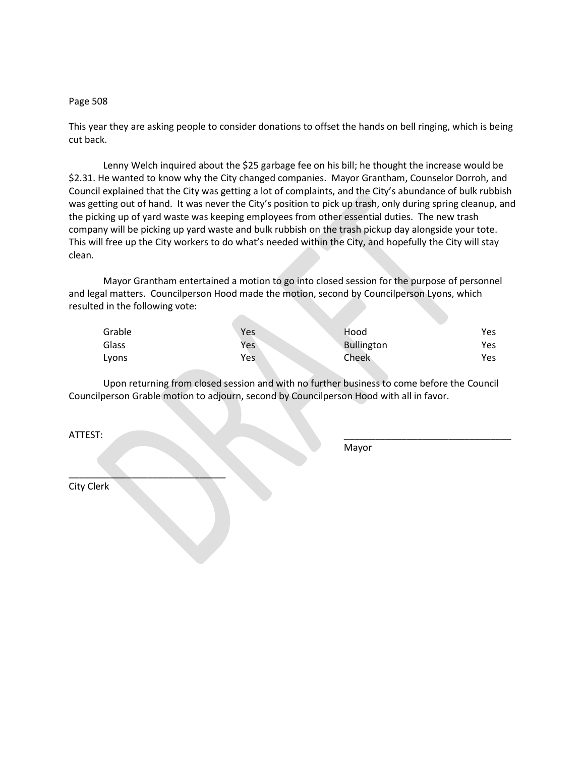This year they are asking people to consider donations to offset the hands on bell ringing, which is being cut back.

Lenny Welch inquired about the $25 garbage fee on his bill; he thought the increase would be $2.31. He wanted to know why the City changed companies. Mayor Grantham, Counselor Dorroh, and Council explained that the City was getting a lot of complaints, and the City's abundance of bulk rubbish was getting out of hand. It was never the City's position to pick up trash, only during spring cleanup, and the picking up of yard waste was keeping employees from other essential duties. The new trash company will be picking up yard waste and bulk rubbish on the trash pickup day alongside your tote. This will free up the City workers to do what's needed within the City, and hopefully the City will stay clean.

Mayor Grantham entertained a motion to go into closed session for the purpose of personnel and legal matters. Councilperson Hood made the motion, second by Councilperson Lyons, which resulted in the following vote:

| | | | |
|---|---|---|---|
| Grable | Yes | Hood | Yes |
| Glass | Yes | Bullington | Yes |
| Lyons | Yes | Cheek | Yes |

Upon returning from closed session and with no further business to come before the Council Councilperson Grable motion to adjourn, second by Councilperson Hood with all in favor.

ATTEST:

\_\_\_\_\_\_\_\_\_\_\_\_\_\_\_\_\_\_\_\_\_\_\_\_\_\_\_\_\_\_\_\_
Mayor

\_\_\_\_\_\_\_\_\_\_\_\_\_\_\_\_\_\_\_\_\_\_\_\_\_\_\_\_\_\_
City Clerk

DRAFT